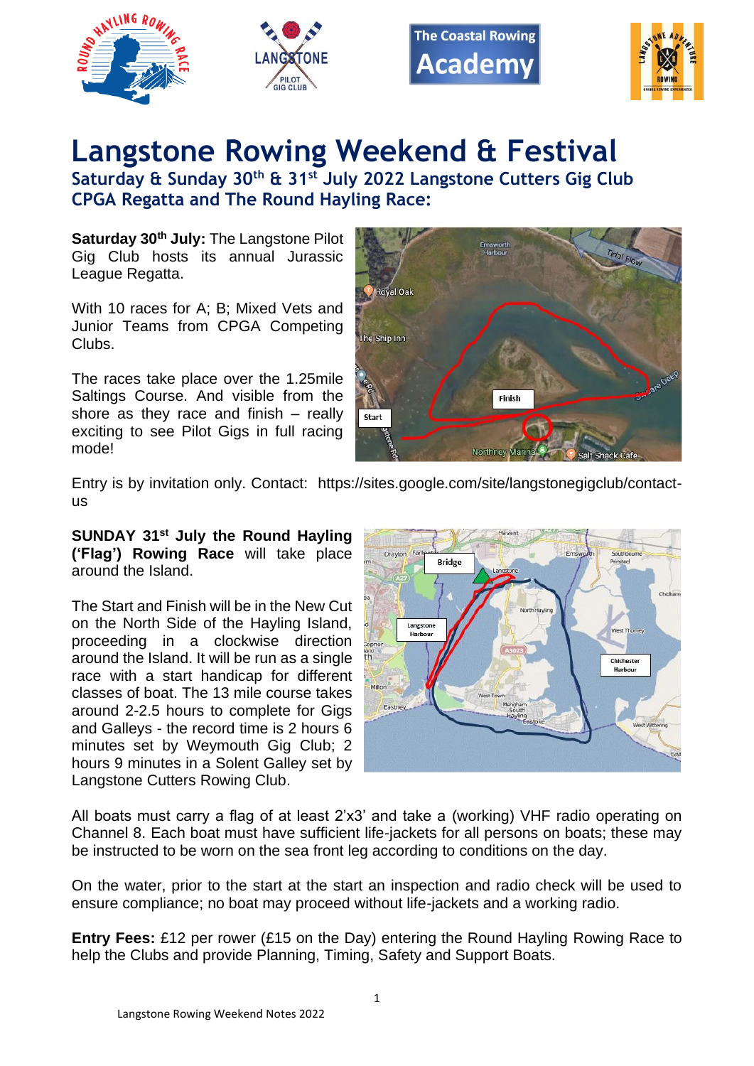# Langstone Rowing Weekend & Festival

## Saturday & Sunday 30th & 31st July 2022 Langstone Cutters Gig Club CPGA Regatta and The Round Hayling Race:

**Saturday 30th July:** The Langstone Pilot Gig Club hosts its annual Jurassic League Regatta.

With 10 races for A; B; Mixed Vets and Junior Teams from CPGA Competing Clubs.

The races take place over the 1.25mile Saltings Course. And visible from the shore as they race and finish – really exciting to see Pilot Gigs in full racing mode!

Entry is by invitation only. Contact: https://sites.google.com/site/langstonegigclub/contact-us

**SUNDAY 31st July the Round Hayling ('Flag') Rowing Race** will take place around the Island.

The Start and Finish will be in the New Cut on the North Side of the Hayling Island, proceeding in a clockwise direction around the Island. It will be run as a single race with a start handicap for different classes of boat. The 13 mile course takes around 2-2.5 hours to complete for Gigs and Galleys - the record time is 2 hours 6 minutes set by Weymouth Gig Club; 2 hours 9 minutes in a Solent Galley set by Langstone Cutters Rowing Club.

All boats must carry a flag of at least 2'x3' and take a (working) VHF radio operating on Channel 8. Each boat must have sufficient life-jackets for all persons on boats; these may be instructed to be worn on the sea front leg according to conditions on the day.

On the water, prior to the start at the start an inspection and radio check will be used to ensure compliance; no boat may proceed without life-jackets and a working radio.

**Entry Fees:** £12 per rower (£15 on the Day) entering the Round Hayling Rowing Race to help the Clubs and provide Planning, Timing, Safety and Support Boats.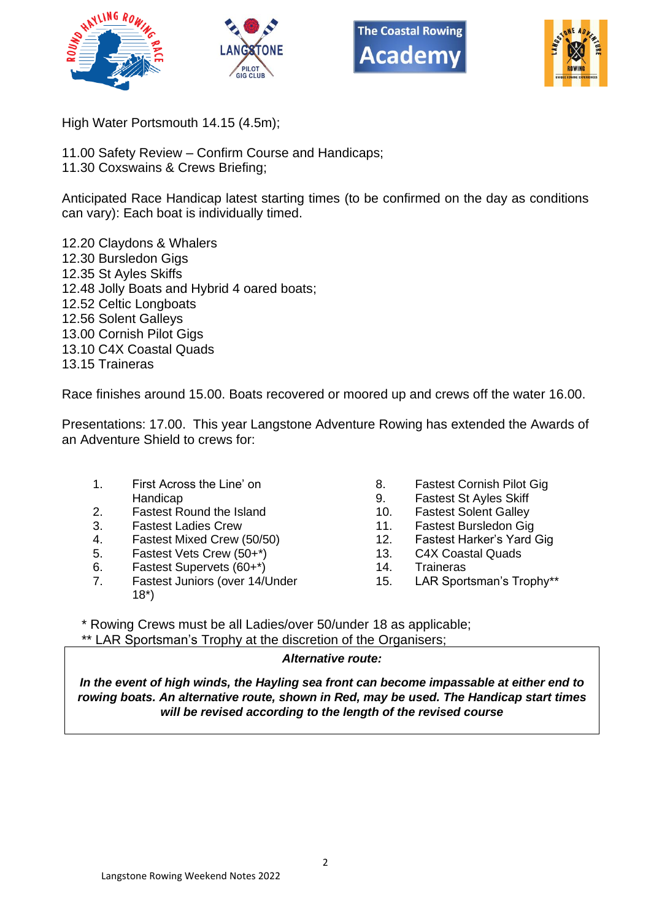High Water Portsmouth 14.15 (4.5m);

11.00 Safety Review – Confirm Course and Handicaps;
11.30 Coxswains & Crews Briefing;

Anticipated Race Handicap latest starting times (to be confirmed on the day as conditions can vary): Each boat is individually timed.

12.20 Claydons & Whalers
12.30 Bursledon Gigs
12.35 St Ayles Skiffs
12.48 Jolly Boats and Hybrid 4 oared boats;
12.52 Celtic Longboats
12.56 Solent Galleys
13.00 Cornish Pilot Gigs
13.10 C4X Coastal Quads
13.15 Traineras

Race finishes around 15.00. Boats recovered or moored up and crews off the water 16.00.

Presentations: 17.00. This year Langstone Adventure Rowing has extended the Awards of an Adventure Shield to crews for:

1. First Across the Line' on Handicap
2. Fastest Round the Island
3. Fastest Ladies Crew
4. Fastest Mixed Crew (50/50)
5. Fastest Vets Crew (50+*)
6. Fastest Supervets (60+*)
7. Fastest Juniors (over 14/Under 18*)
8. Fastest Cornish Pilot Gig
9. Fastest St Ayles Skiff
10. Fastest Solent Galley
11. Fastest Bursledon Gig
12. Fastest Harker's Yard Gig
13. C4X Coastal Quads
14. Traineras
15. LAR Sportsman's Trophy**

\* Rowing Crews must be all Ladies/over 50/under 18 as applicable;
** LAR Sportsman's Trophy at the discretion of the Organisers;

***Alternative route:***

***In the event of high winds, the Hayling sea front can become impassable at either end to rowing boats. An alternative route, shown in Red, may be used. The Handicap start times will be revised according to the length of the revised course***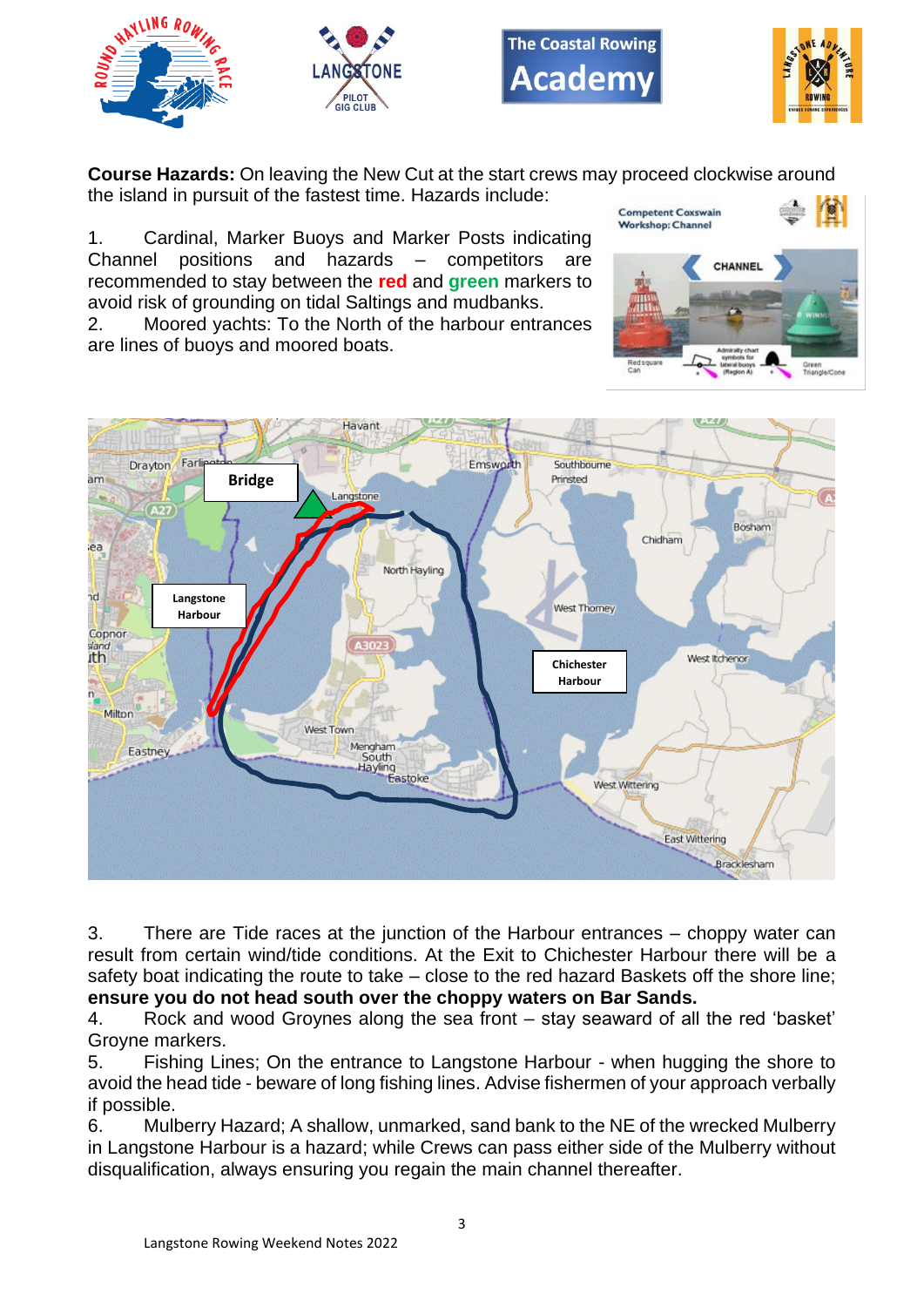**Course Hazards:** On leaving the New Cut at the start crews may proceed clockwise around the island in pursuit of the fastest time. Hazards include:

1. Cardinal, Marker Buoys and Marker Posts indicating Channel positions and hazards – competitors are recommended to stay between the **red** and **green** markers to avoid risk of grounding on tidal Saltings and mudbanks.
2. Moored yachts: To the North of the harbour entrances are lines of buoys and moored boats.
3. There are Tide races at the junction of the Harbour entrances – choppy water can result from certain wind/tide conditions. At the Exit to Chichester Harbour there will be a safety boat indicating the route to take – close to the red hazard Baskets off the shore line; **ensure you do not head south over the choppy waters on Bar Sands.**
4. Rock and wood Groynes along the sea front – stay seaward of all the red 'basket' Groyne markers.
5. Fishing Lines; On the entrance to Langstone Harbour - when hugging the shore to avoid the head tide - beware of long fishing lines. Advise fishermen of your approach verbally if possible.
6. Mulberry Hazard; A shallow, unmarked, sand bank to the NE of the wrecked Mulberry in Langstone Harbour is a hazard; while Crews can pass either side of the Mulberry without disqualification, always ensuring you regain the main channel thereafter.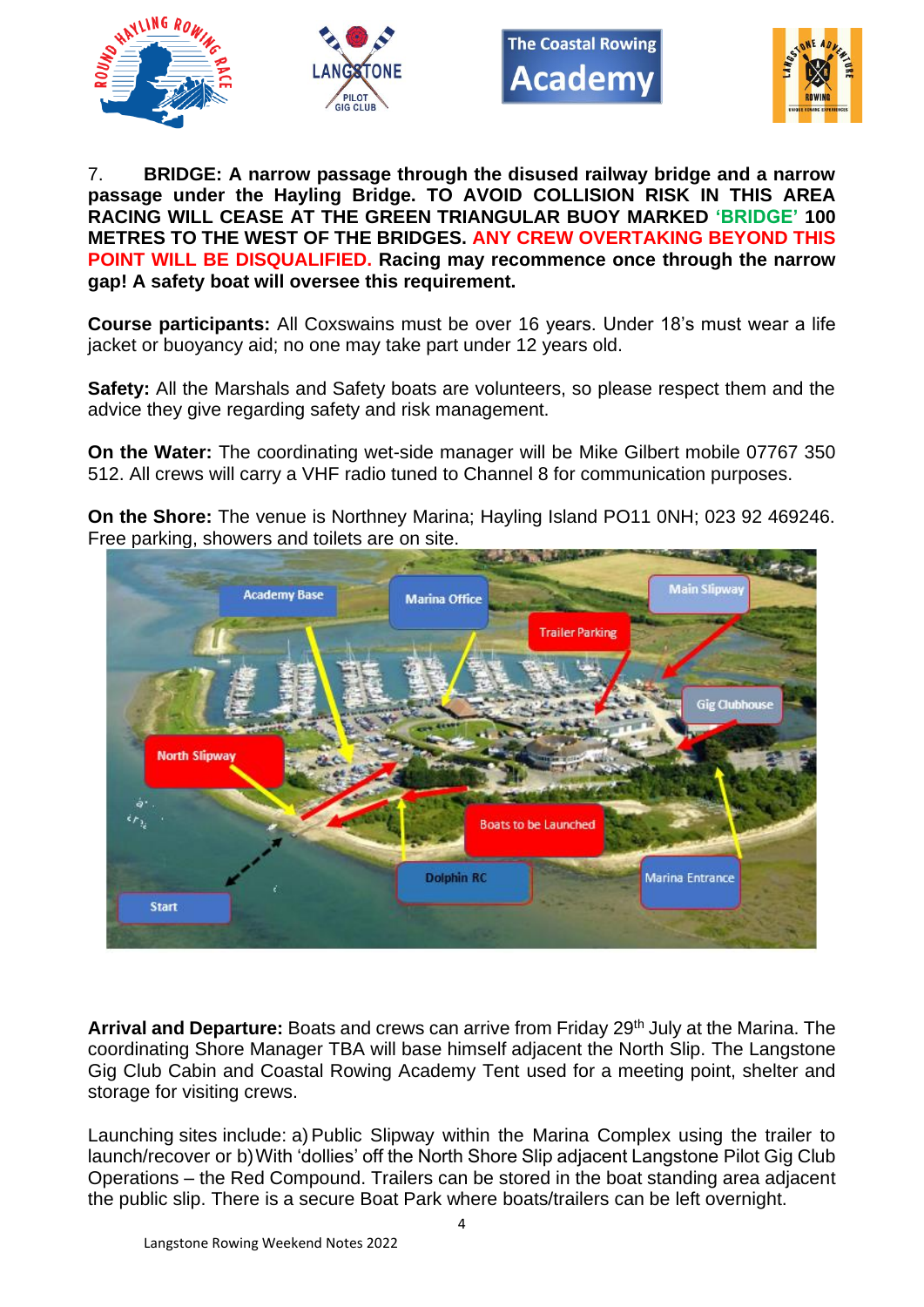7. **BRIDGE: A narrow passage through the disused railway bridge and a narrow passage under the Hayling Bridge. TO AVOID COLLISION RISK IN THIS AREA RACING WILL CEASE AT THE GREEN TRIANGULAR BUOY MARKED 'BRIDGE' 100 METRES TO THE WEST OF THE BRIDGES. ANY CREW OVERTAKING BEYOND THIS POINT WILL BE DISQUALIFIED. Racing may recommence once through the narrow gap! A safety boat will oversee this requirement.**

**Course participants:** All Coxswains must be over 16 years. Under 18's must wear a life jacket or buoyancy aid; no one may take part under 12 years old.

**Safety:** All the Marshals and Safety boats are volunteers, so please respect them and the advice they give regarding safety and risk management.

**On the Water:** The coordinating wet-side manager will be Mike Gilbert mobile 07767 350 512. All crews will carry a VHF radio tuned to Channel 8 for communication purposes.

**On the Shore:** The venue is Northney Marina; Hayling Island PO11 0NH; 023 92 469246. Free parking, showers and toilets are on site.

**Arrival and Departure:** Boats and crews can arrive from Friday 29th July at the Marina. The coordinating Shore Manager TBA will base himself adjacent the North Slip. The Langstone Gig Club Cabin and Coastal Rowing Academy Tent used for a meeting point, shelter and storage for visiting crews.

Launching sites include: a) Public Slipway within the Marina Complex using the trailer to launch/recover or b) With 'dollies' off the North Shore Slip adjacent Langstone Pilot Gig Club Operations – the Red Compound. Trailers can be stored in the boat standing area adjacent the public slip. There is a secure Boat Park where boats/trailers can be left overnight.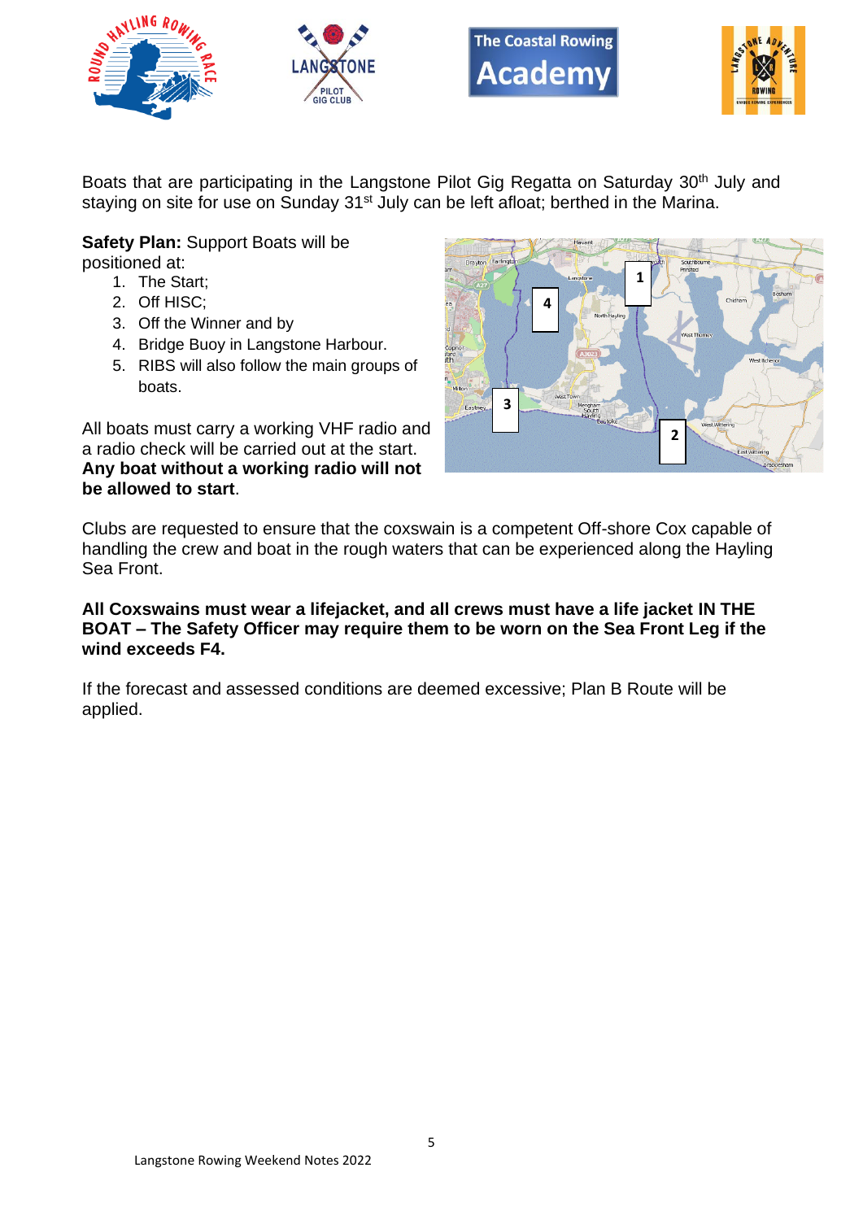Boats that are participating in the Langstone Pilot Gig Regatta on Saturday 30th July and staying on site for use on Sunday 31st July can be left afloat; berthed in the Marina.

**Safety Plan:** Support Boats will be positioned at:

1. The Start;
2. Off HISC;
3. Off the Winner and by
4. Bridge Buoy in Langstone Harbour.
5. RIBS will also follow the main groups of boats.

All boats must carry a working VHF radio and a radio check will be carried out at the start. **Any boat without a working radio will not be allowed to start**.

Clubs are requested to ensure that the coxswain is a competent Off-shore Cox capable of handling the crew and boat in the rough waters that can be experienced along the Hayling Sea Front.

**All Coxswains must wear a lifejacket, and all crews must have a life jacket IN THE BOAT – The Safety Officer may require them to be worn on the Sea Front Leg if the wind exceeds F4.**

If the forecast and assessed conditions are deemed excessive; Plan B Route will be applied.